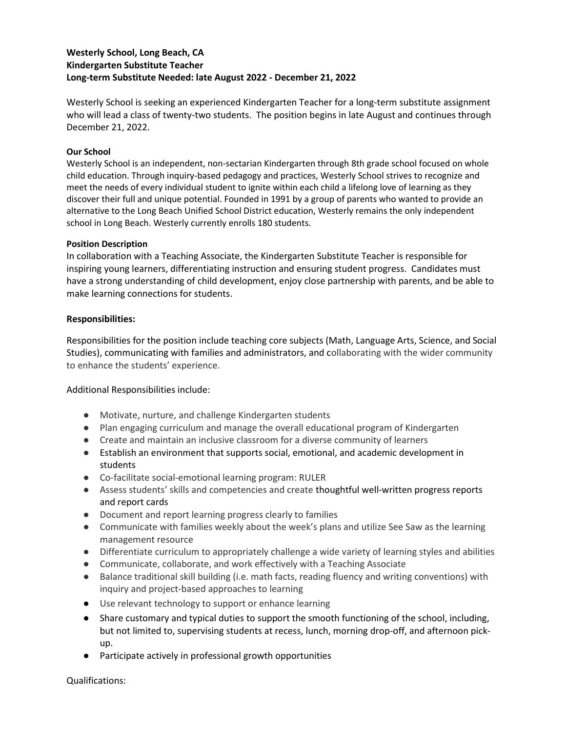**Westerly School, Long Beach, CA**
**Kindergarten Substitute Teacher**
**Long-term Substitute Needed: late August 2022 - December 21, 2022**

Westerly School is seeking an experienced Kindergarten Teacher for a long-term substitute assignment who will lead a class of twenty-two students. The position begins in late August and continues through December 21, 2022.

**Our School**

Westerly School is an independent, non-sectarian Kindergarten through 8th grade school focused on whole child education. Through inquiry-based pedagogy and practices, Westerly School strives to recognize and meet the needs of every individual student to ignite within each child a lifelong love of learning as they discover their full and unique potential. Founded in 1991 by a group of parents who wanted to provide an alternative to the Long Beach Unified School District education, Westerly remains the only independent school in Long Beach. Westerly currently enrolls 180 students.

**Position Description**

In collaboration with a Teaching Associate, the Kindergarten Substitute Teacher is responsible for inspiring young learners, differentiating instruction and ensuring student progress. Candidates must have a strong understanding of child development, enjoy close partnership with parents, and be able to make learning connections for students.

**Responsibilities:**

Responsibilities for the position include teaching core subjects (Math, Language Arts, Science, and Social Studies), communicating with families and administrators, and collaborating with the wider community to enhance the students' experience.

Additional Responsibilities include:

- Motivate, nurture, and challenge Kindergarten students
- Plan engaging curriculum and manage the overall educational program of Kindergarten
- Create and maintain an inclusive classroom for a diverse community of learners
- Establish an environment that supports social, emotional, and academic development in students
- Co-facilitate social-emotional learning program: RULER
- Assess students' skills and competencies and create thoughtful well-written progress reports and report cards
- Document and report learning progress clearly to families
- Communicate with families weekly about the week's plans and utilize See Saw as the learning management resource
- Differentiate curriculum to appropriately challenge a wide variety of learning styles and abilities
- Communicate, collaborate, and work effectively with a Teaching Associate
- Balance traditional skill building (i.e. math facts, reading fluency and writing conventions) with inquiry and project-based approaches to learning
- Use relevant technology to support or enhance learning
- Share customary and typical duties to support the smooth functioning of the school, including, but not limited to, supervising students at recess, lunch, morning drop-off, and afternoon pick-up.
- Participate actively in professional growth opportunities

Qualifications: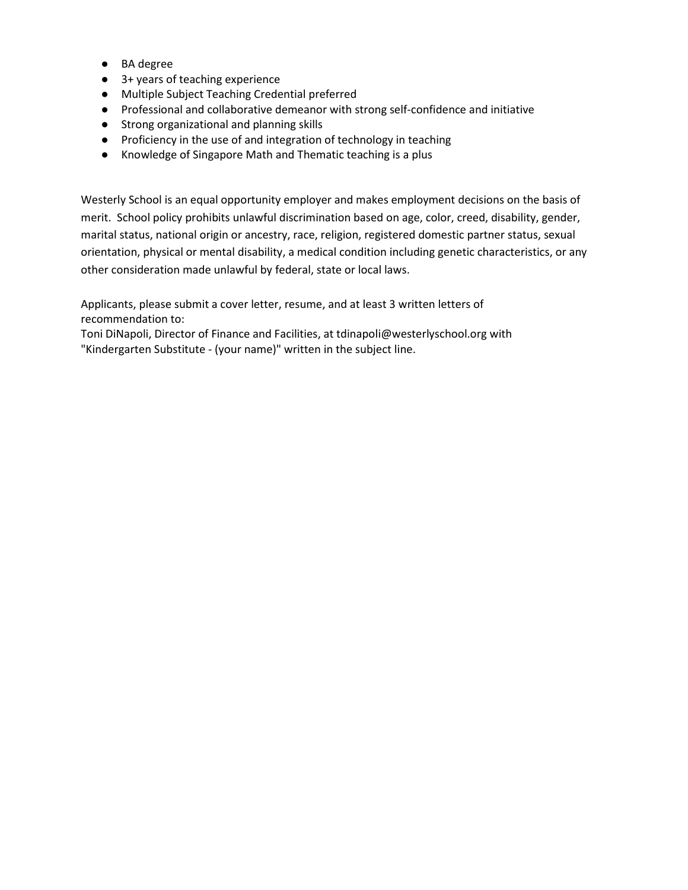- BA degree
- 3+ years of teaching experience
- Multiple Subject Teaching Credential preferred
- Professional and collaborative demeanor with strong self-confidence and initiative
- Strong organizational and planning skills
- Proficiency in the use of and integration of technology in teaching
- Knowledge of Singapore Math and Thematic teaching is a plus

Westerly School is an equal opportunity employer and makes employment decisions on the basis of merit. School policy prohibits unlawful discrimination based on age, color, creed, disability, gender, marital status, national origin or ancestry, race, religion, registered domestic partner status, sexual orientation, physical or mental disability, a medical condition including genetic characteristics, or any other consideration made unlawful by federal, state or local laws.

Applicants, please submit a cover letter, resume, and at least 3 written letters of recommendation to:
Toni DiNapoli, Director of Finance and Facilities, at tdinapoli@westerlyschool.org with "Kindergarten Substitute - (your name)" written in the subject line.